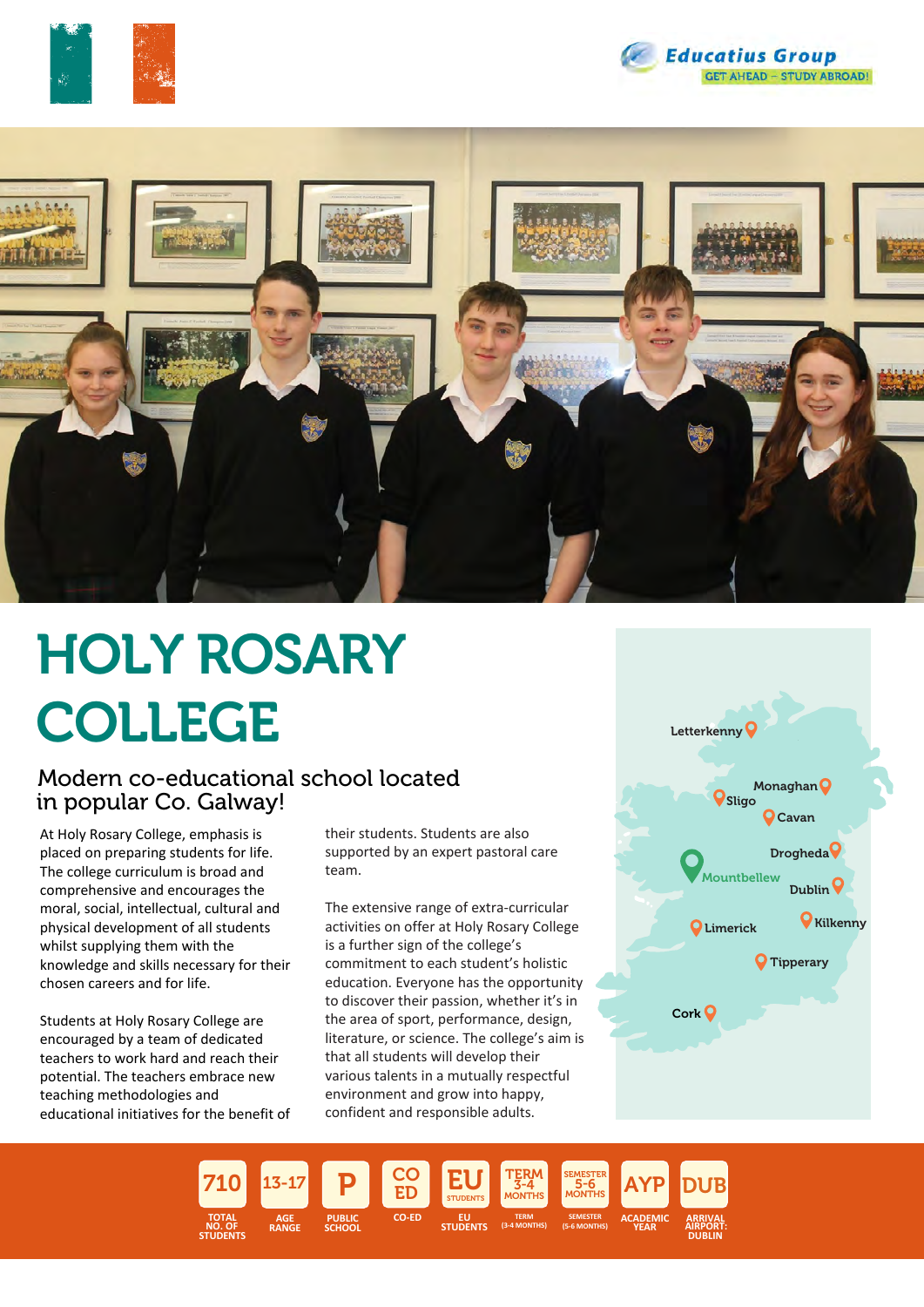Educatius Group
GET AHEAD – STUDY ABROAD!

# HOLY ROSARY COLLEGE

## Modern co-educational school located in popular Co. Galway!

At Holy Rosary College, emphasis is placed on preparing students for life. The college curriculum is broad and comprehensive and encourages the moral, social, intellectual, cultural and physical development of all students whilst supplying them with the knowledge and skills necessary for their chosen careers and for life.

Students at Holy Rosary College are encouraged by a team of dedicated teachers to work hard and reach their potential. The teachers embrace new teaching methodologies and educational initiatives for the benefit of their students. Students are also supported by an expert pastoral care team.

The extensive range of extra-curricular activities on offer at Holy Rosary College is a further sign of the college's commitment to each student's holistic education. Everyone has the opportunity to discover their passion, whether it's in the area of sport, performance, design, literature, or science. The college's aim is that all students will develop their various talents in a mutually respectful environment and grow into happy, confident and responsible adults.

Letterkenny, Monaghan, Sligo, Cavan, Drogheda, Mountbellew, Dublin, Limerick, Kilkenny, Tipperary, Cork

| 710 | 13-17 | P | CO ED | EU STUDENTS | TERM 3-4 MONTHS | SEMESTER 5-6 MONTHS | AYP | DUB |
|---|---|---|---|---|---|---|---|---|
| TOTAL NO. OF STUDENTS | AGE RANGE | PUBLIC SCHOOL | CO-ED | EU STUDENTS | TERM (3-4 MONTHS) | SEMESTER (5-6 MONTHS) | ACADEMIC YEAR | ARRIVAL AIRPORT: DUBLIN |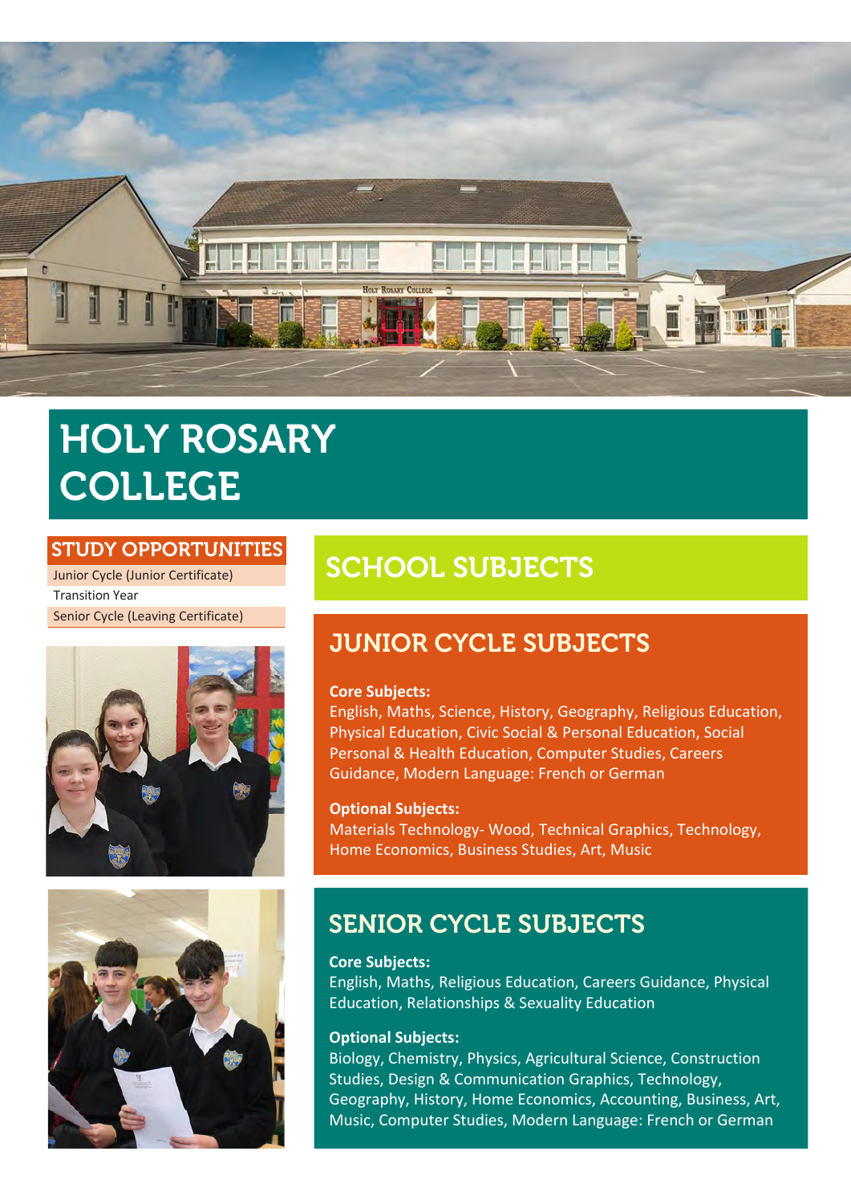# HOLY ROSARY COLLEGE

## STUDY OPPORTUNITIES

- Junior Cycle (Junior Certificate)
- Transition Year
- Senior Cycle (Leaving Certificate)

## SCHOOL SUBJECTS

### JUNIOR CYCLE SUBJECTS

**Core Subjects:**
English, Maths, Science, History, Geography, Religious Education, Physical Education, Civic Social & Personal Education, Social Personal & Health Education, Computer Studies, Careers Guidance, Modern Language: French or German

**Optional Subjects:**
Materials Technology- Wood, Technical Graphics, Technology, Home Economics, Business Studies, Art, Music

### SENIOR CYCLE SUBJECTS

**Core Subjects:**
English, Maths, Religious Education, Careers Guidance, Physical Education, Relationships & Sexuality Education

**Optional Subjects:**
Biology, Chemistry, Physics, Agricultural Science, Construction Studies, Design & Communication Graphics, Technology, Geography, History, Home Economics, Accounting, Business, Art, Music, Computer Studies, Modern Language: French or German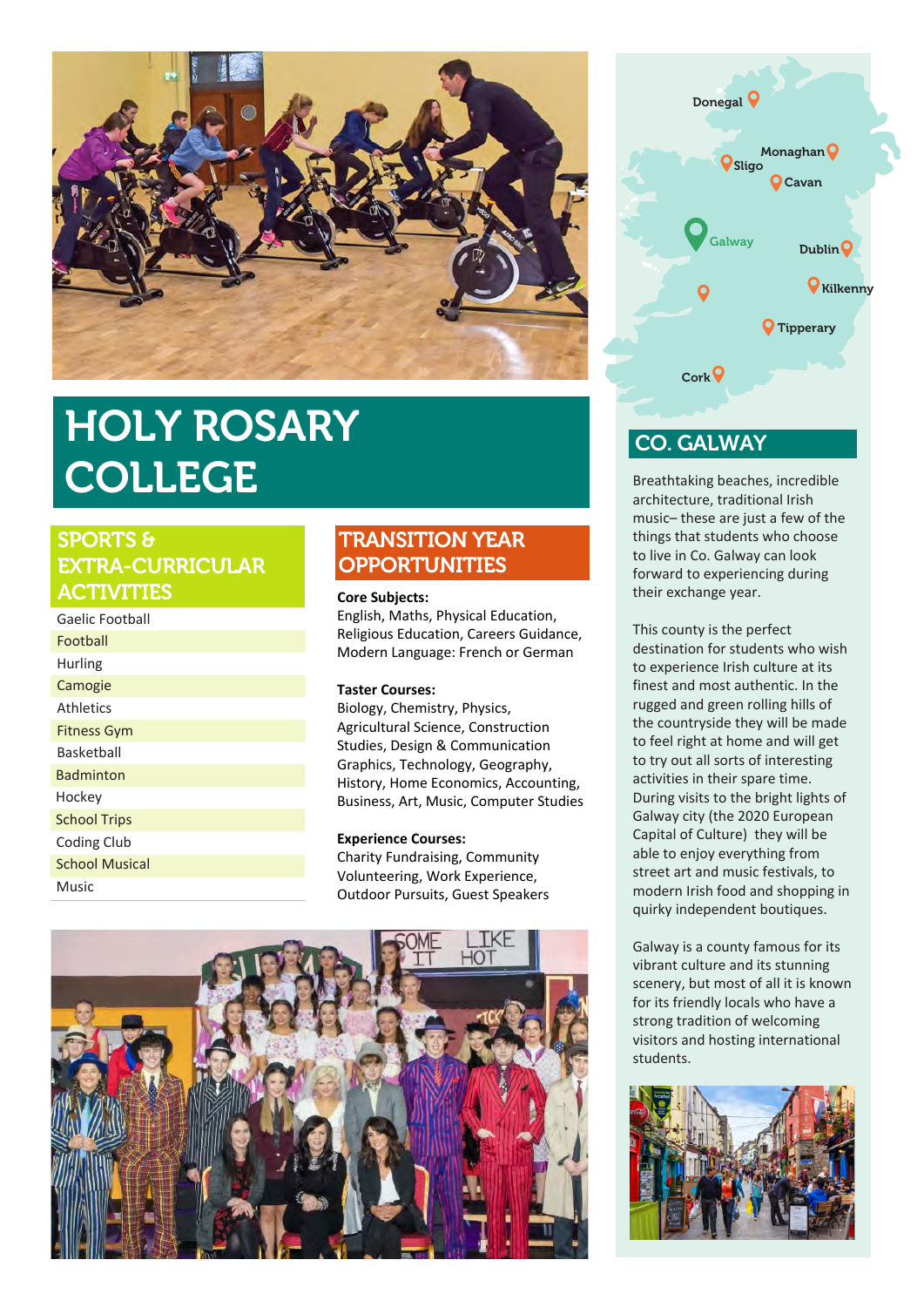# HOLY ROSARY COLLEGE

## SPORTS & EXTRA-CURRICULAR ACTIVITIES

- Gaelic Football
- Football
- Hurling
- Camogie
- Athletics
- Fitness Gym
- Basketball
- Badminton
- Hockey
- School Trips
- Coding Club
- School Musical
- Music

## TRANSITION YEAR OPPORTUNITIES

**Core Subjects:**
English, Maths, Physical Education, Religious Education, Careers Guidance, Modern Language: French or German

**Taster Courses:**
Biology, Chemistry, Physics, Agricultural Science, Construction Studies, Design & Communication Graphics, Technology, Geography, History, Home Economics, Accounting, Business, Art, Music, Computer Studies

**Experience Courses:**
Charity Fundraising, Community Volunteering, Work Experience, Outdoor Pursuits, Guest Speakers

Donegal
Monaghan
Sligo
Cavan
Galway
Dublin
Kilkenny
Tipperary
Cork

## CO. GALWAY

Breathtaking beaches, incredible architecture, traditional Irish music– these are just a few of the things that students who choose to live in Co. Galway can look forward to experiencing during their exchange year.

This county is the perfect destination for students who wish to experience Irish culture at its finest and most authentic. In the rugged and green rolling hills of the countryside they will be made to feel right at home and will get to try out all sorts of interesting activities in their spare time. During visits to the bright lights of Galway city (the 2020 European Capital of Culture) they will be able to enjoy everything from street art and music festivals, to modern Irish food and shopping in quirky independent boutiques.

Galway is a county famous for its vibrant culture and its stunning scenery, but most of all it is known for its friendly locals who have a strong tradition of welcoming visitors and hosting international students.